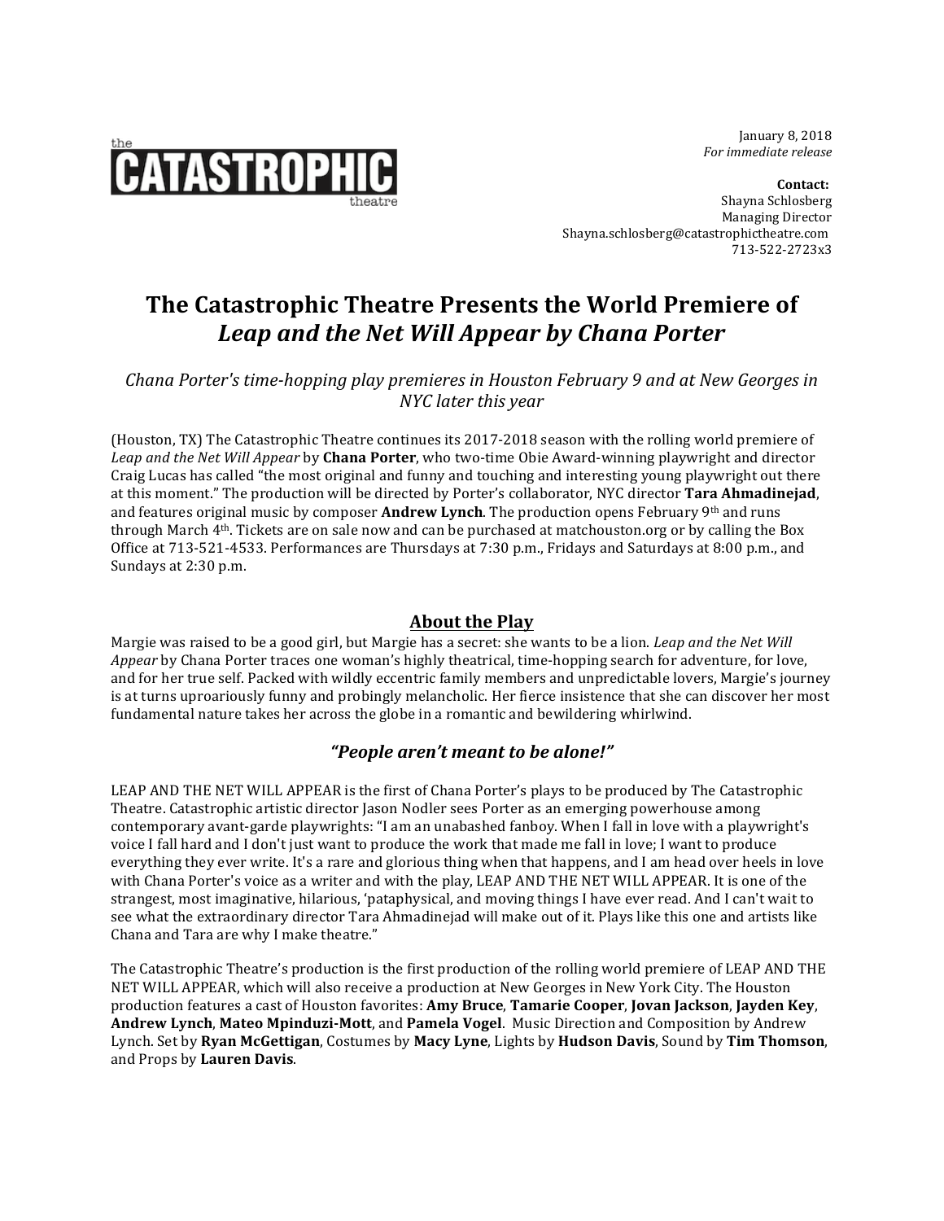the CATASTROPHIC theatre

January 8, 2018
*For immediate release*

**Contact:**
Shayna Schlosberg
Managing Director
Shayna.schlosberg@catastrophictheatre.com
713-522-2723x3

# The Catastrophic Theatre Presents the World Premiere of *Leap and the Net Will Appear by Chana Porter*

*Chana Porter's time-hopping play premieres in Houston February 9 and at New Georges in NYC later this year*

(Houston, TX) The Catastrophic Theatre continues its 2017-2018 season with the rolling world premiere of *Leap and the Net Will Appear* by **Chana Porter**, who two-time Obie Award-winning playwright and director Craig Lucas has called "the most original and funny and touching and interesting young playwright out there at this moment." The production will be directed by Porter's collaborator, NYC director **Tara Ahmadinejad**, and features original music by composer **Andrew Lynch**. The production opens February 9th and runs through March 4th. Tickets are on sale now and can be purchased at matchouston.org or by calling the Box Office at 713-521-4533. Performances are Thursdays at 7:30 p.m., Fridays and Saturdays at 8:00 p.m., and Sundays at 2:30 p.m.

## About the Play

Margie was raised to be a good girl, but Margie has a secret: she wants to be a lion. *Leap and the Net Will Appear* by Chana Porter traces one woman's highly theatrical, time-hopping search for adventure, for love, and for her true self. Packed with wildly eccentric family members and unpredictable lovers, Margie's journey is at turns uproariously funny and probingly melancholic. Her fierce insistence that she can discover her most fundamental nature takes her across the globe in a romantic and bewildering whirlwind.

## *"People aren't meant to be alone!"*

LEAP AND THE NET WILL APPEAR is the first of Chana Porter's plays to be produced by The Catastrophic Theatre. Catastrophic artistic director Jason Nodler sees Porter as an emerging powerhouse among contemporary avant-garde playwrights: "I am an unabashed fanboy. When I fall in love with a playwright's voice I fall hard and I don't just want to produce the work that made me fall in love; I want to produce everything they ever write. It's a rare and glorious thing when that happens, and I am head over heels in love with Chana Porter's voice as a writer and with the play, LEAP AND THE NET WILL APPEAR. It is one of the strangest, most imaginative, hilarious, 'pataphysical, and moving things I have ever read. And I can't wait to see what the extraordinary director Tara Ahmadinejad will make out of it. Plays like this one and artists like Chana and Tara are why I make theatre."

The Catastrophic Theatre's production is the first production of the rolling world premiere of LEAP AND THE NET WILL APPEAR, which will also receive a production at New Georges in New York City. The Houston production features a cast of Houston favorites: **Amy Bruce**, **Tamarie Cooper**, **Jovan Jackson**, **Jayden Key**, **Andrew Lynch**, **Mateo Mpinduzi-Mott**, and **Pamela Vogel**. Music Direction and Composition by Andrew Lynch. Set by **Ryan McGettigan**, Costumes by **Macy Lyne**, Lights by **Hudson Davis**, Sound by **Tim Thomson**, and Props by **Lauren Davis**.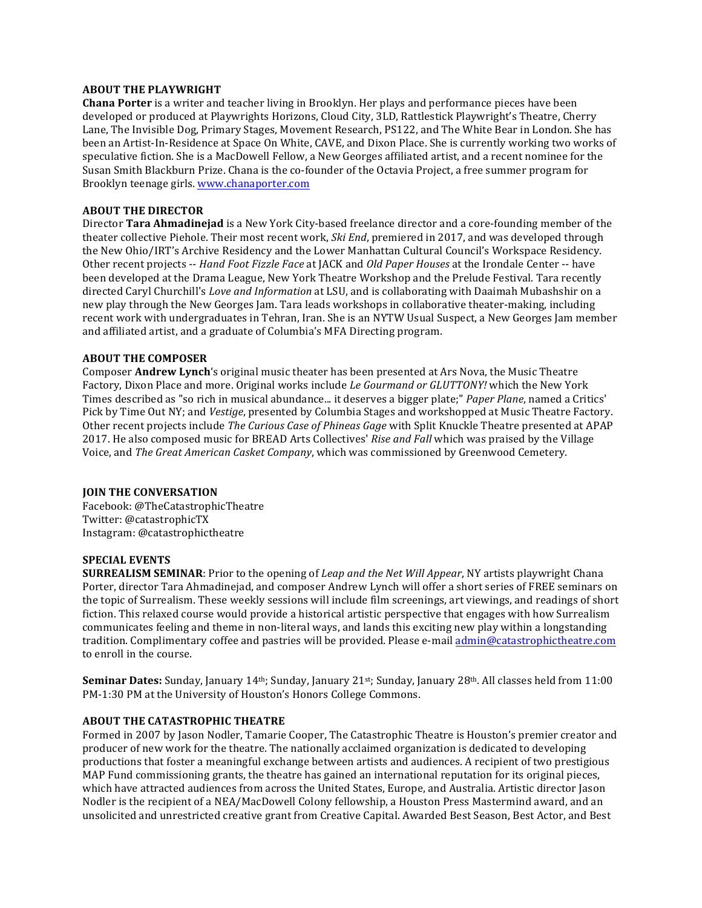**ABOUT THE PLAYWRIGHT**

**Chana Porter** is a writer and teacher living in Brooklyn. Her plays and performance pieces have been developed or produced at Playwrights Horizons, Cloud City, 3LD, Rattlestick Playwright's Theatre, Cherry Lane, The Invisible Dog, Primary Stages, Movement Research, PS122, and The White Bear in London. She has been an Artist-In-Residence at Space On White, CAVE, and Dixon Place. She is currently working two works of speculative fiction. She is a MacDowell Fellow, a New Georges affiliated artist, and a recent nominee for the Susan Smith Blackburn Prize. Chana is the co-founder of the Octavia Project, a free summer program for Brooklyn teenage girls. [www.chanaporter.com](http://www.chanaporter.com)

**ABOUT THE DIRECTOR**

Director **Tara Ahmadinejad** is a New York City-based freelance director and a core-founding member of the theater collective Piehole. Their most recent work, *Ski End*, premiered in 2017, and was developed through the New Ohio/IRT's Archive Residency and the Lower Manhattan Cultural Council's Workspace Residency. Other recent projects -- *Hand Foot Fizzle Face* at JACK and *Old Paper Houses* at the Irondale Center -- have been developed at the Drama League, New York Theatre Workshop and the Prelude Festival. Tara recently directed Caryl Churchill's *Love and Information* at LSU, and is collaborating with Daaimah Mubashshir on a new play through the New Georges Jam. Tara leads workshops in collaborative theater-making, including recent work with undergraduates in Tehran, Iran. She is an NYTW Usual Suspect, a New Georges Jam member and affiliated artist, and a graduate of Columbia's MFA Directing program.

**ABOUT THE COMPOSER**

Composer **Andrew Lynch**'s original music theater has been presented at Ars Nova, the Music Theatre Factory, Dixon Place and more. Original works include *Le Gourmand or GLUTTONY!* which the New York Times described as "so rich in musical abundance... it deserves a bigger plate;" *Paper Plane*, named a Critics' Pick by Time Out NY; and *Vestige*, presented by Columbia Stages and workshopped at Music Theatre Factory. Other recent projects include *The Curious Case of Phineas Gage* with Split Knuckle Theatre presented at APAP 2017. He also composed music for BREAD Arts Collectives' *Rise and Fall* which was praised by the Village Voice, and *The Great American Casket Company*, which was commissioned by Greenwood Cemetery.

**JOIN THE CONVERSATION**

Facebook: @TheCatastrophicTheatre
Twitter: @catastrophicTX
Instagram: @catastrophictheatre

**SPECIAL EVENTS**

**SURREALISM SEMINAR**: Prior to the opening of *Leap and the Net Will Appear*, NY artists playwright Chana Porter, director Tara Ahmadinejad, and composer Andrew Lynch will offer a short series of FREE seminars on the topic of Surrealism. These weekly sessions will include film screenings, art viewings, and readings of short fiction. This relaxed course would provide a historical artistic perspective that engages with how Surrealism communicates feeling and theme in non-literal ways, and lands this exciting new play within a longstanding tradition. Complimentary coffee and pastries will be provided. Please e-mail [admin@catastrophictheatre.com](mailto:admin@catastrophictheatre.com) to enroll in the course.

**Seminar Dates:** Sunday, January 14th; Sunday, January 21st; Sunday, January 28th. All classes held from 11:00 PM-1:30 PM at the University of Houston's Honors College Commons.

**ABOUT THE CATASTROPHIC THEATRE**

Formed in 2007 by Jason Nodler, Tamarie Cooper, The Catastrophic Theatre is Houston's premier creator and producer of new work for the theatre. The nationally acclaimed organization is dedicated to developing productions that foster a meaningful exchange between artists and audiences. A recipient of two prestigious MAP Fund commissioning grants, the theatre has gained an international reputation for its original pieces, which have attracted audiences from across the United States, Europe, and Australia. Artistic director Jason Nodler is the recipient of a NEA/MacDowell Colony fellowship, a Houston Press Mastermind award, and an unsolicited and unrestricted creative grant from Creative Capital. Awarded Best Season, Best Actor, and Best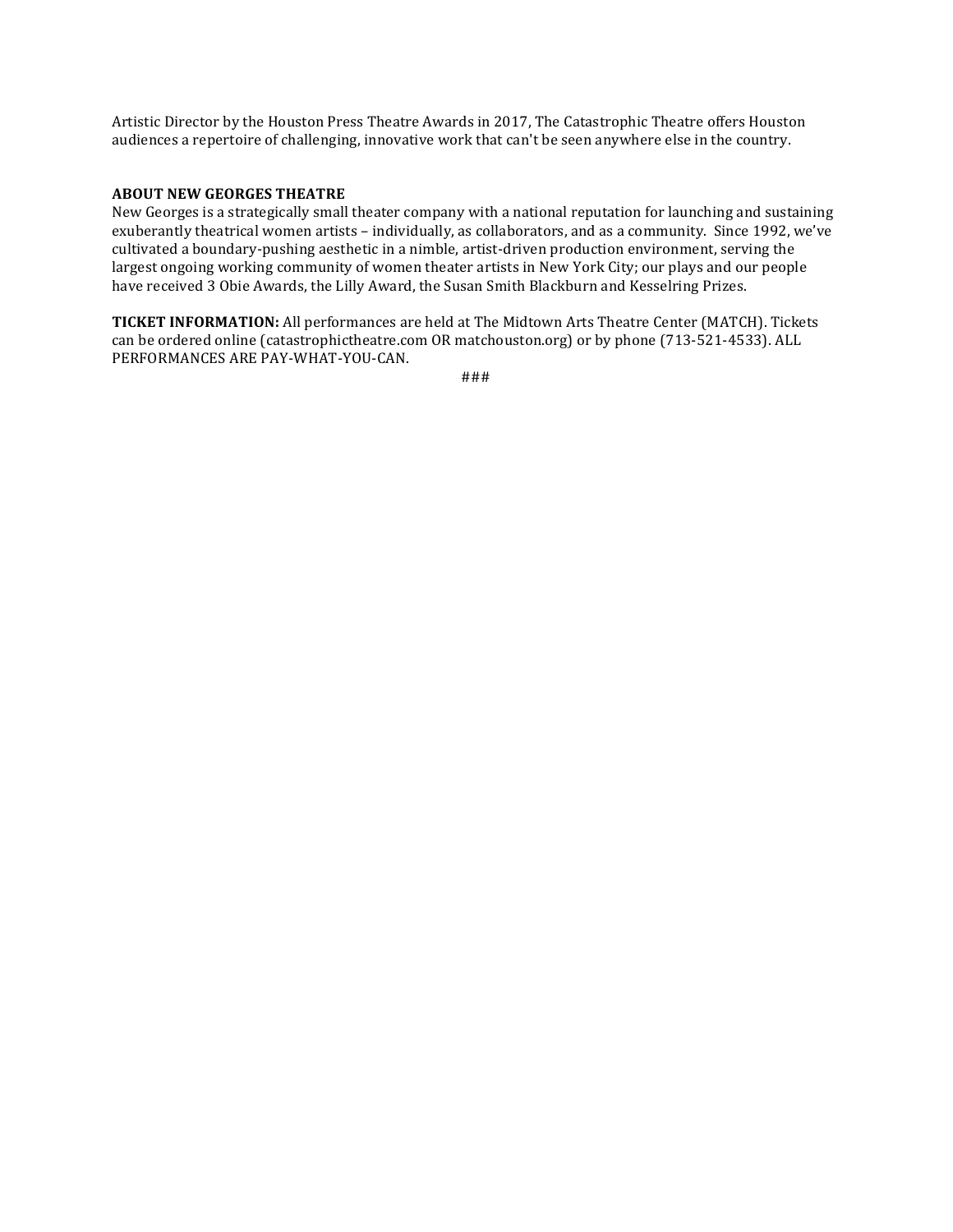Artistic Director by the Houston Press Theatre Awards in 2017, The Catastrophic Theatre offers Houston audiences a repertoire of challenging, innovative work that can't be seen anywhere else in the country.

**ABOUT NEW GEORGES THEATRE**

New Georges is a strategically small theater company with a national reputation for launching and sustaining exuberantly theatrical women artists – individually, as collaborators, and as a community. Since 1992, we've cultivated a boundary-pushing aesthetic in a nimble, artist-driven production environment, serving the largest ongoing working community of women theater artists in New York City; our plays and our people have received 3 Obie Awards, the Lilly Award, the Susan Smith Blackburn and Kesselring Prizes.

**TICKET INFORMATION:** All performances are held at The Midtown Arts Theatre Center (MATCH). Tickets can be ordered online (catastrophictheatre.com OR matchouston.org) or by phone (713-521-4533). ALL PERFORMANCES ARE PAY-WHAT-YOU-CAN.

###